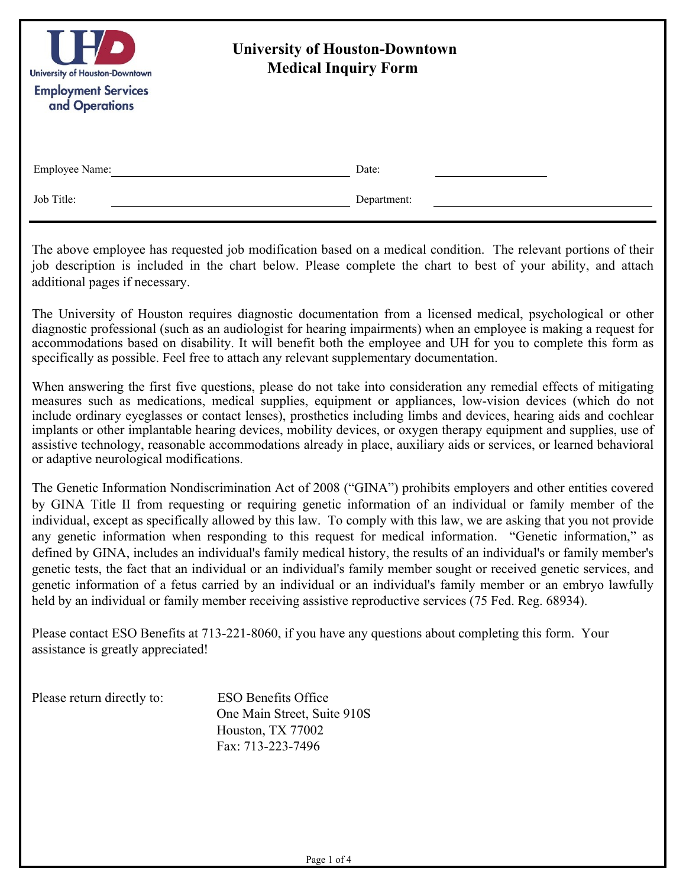University of Houston-Downtown

Employment Services and Operations

# University of Houston-Downtown
## Medical Inquiry Form

Employee Name: \_\_\_\_\_\_\_\_\_\_\_\_\_\_\_\_\_\_\_\_ Date: \_\_\_\_\_\_\_\_\_\_

Job Title: \_\_\_\_\_\_\_\_\_\_\_\_\_\_\_\_\_\_\_\_ Department: \_\_\_\_\_\_\_\_\_\_

The above employee has requested job modification based on a medical condition. The relevant portions of their job description is included in the chart below. Please complete the chart to best of your ability, and attach additional pages if necessary.

The University of Houston requires diagnostic documentation from a licensed medical, psychological or other diagnostic professional (such as an audiologist for hearing impairments) when an employee is making a request for accommodations based on disability. It will benefit both the employee and UH for you to complete this form as specifically as possible. Feel free to attach any relevant supplementary documentation.

When answering the first five questions, please do not take into consideration any remedial effects of mitigating measures such as medications, medical supplies, equipment or appliances, low-vision devices (which do not include ordinary eyeglasses or contact lenses), prosthetics including limbs and devices, hearing aids and cochlear implants or other implantable hearing devices, mobility devices, or oxygen therapy equipment and supplies, use of assistive technology, reasonable accommodations already in place, auxiliary aids or services, or learned behavioral or adaptive neurological modifications.

The Genetic Information Nondiscrimination Act of 2008 ("GINA") prohibits employers and other entities covered by GINA Title II from requesting or requiring genetic information of an individual or family member of the individual, except as specifically allowed by this law. To comply with this law, we are asking that you not provide any genetic information when responding to this request for medical information. "Genetic information," as defined by GINA, includes an individual's family medical history, the results of an individual's or family member's genetic tests, the fact that an individual or an individual's family member sought or received genetic services, and genetic information of a fetus carried by an individual or an individual's family member or an embryo lawfully held by an individual or family member receiving assistive reproductive services (75 Fed. Reg. 68934).

Please contact ESO Benefits at 713-221-8060, if you have any questions about completing this form. Your assistance is greatly appreciated!

Please return directly to:

ESO Benefits Office
One Main Street, Suite 910S
Houston, TX 77002
Fax: 713-223-7496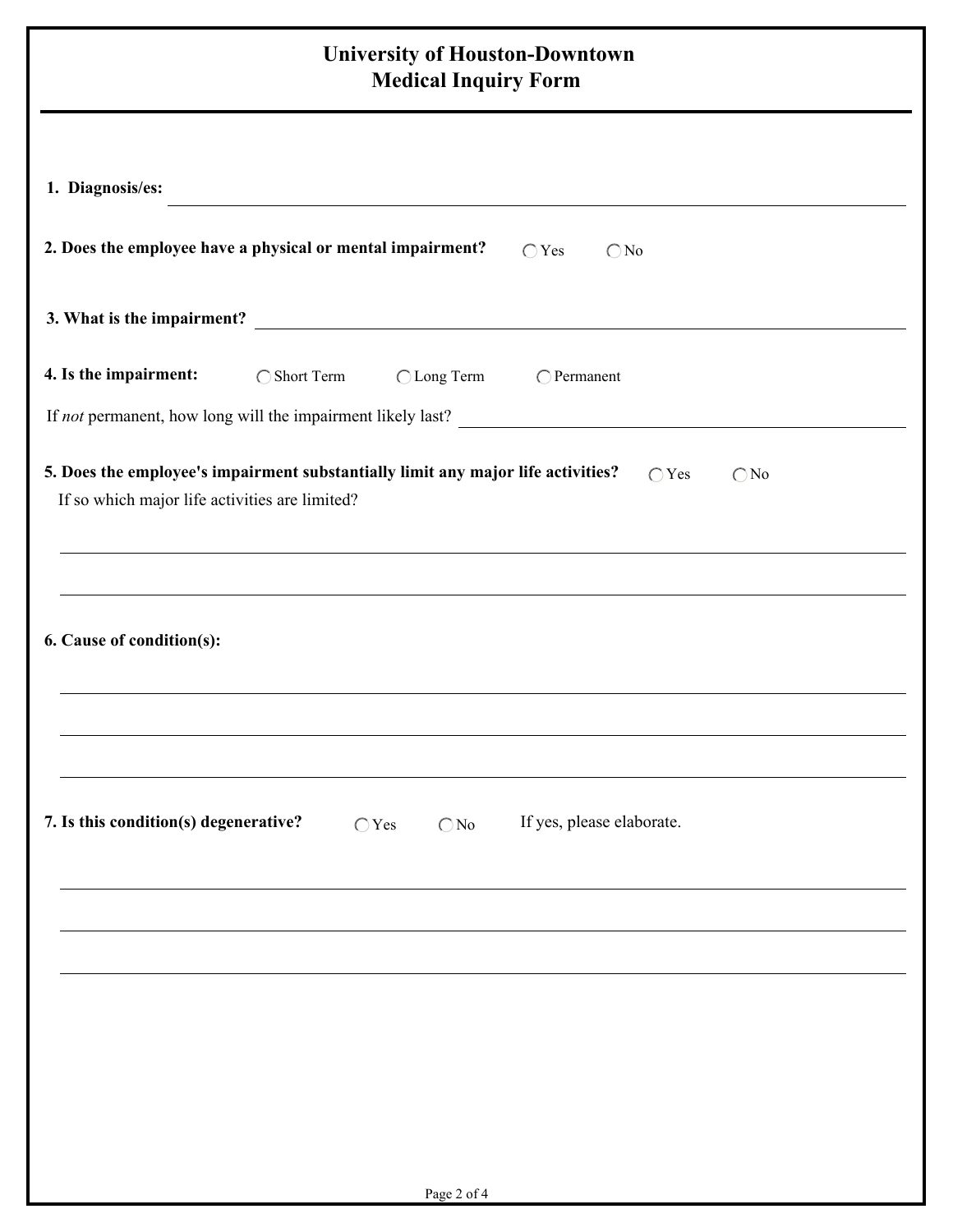# University of Houston-Downtown
# Medical Inquiry Form

**1. Diagnosis/es:** ____________________

**2. Does the employee have a physical or mental impairment?** ◯ Yes ◯ No

**3. What is the impairment?** ____________________

**4. Is the impairment:** ◯ Short Term ◯ Long Term ◯ Permanent

If *not* permanent, how long will the impairment likely last? ____________________

**5. Does the employee's impairment substantially limit any major life activities?** ◯ Yes ◯ No

If so which major life activities are limited?

____________________

____________________

**6. Cause of condition(s):**

____________________

____________________

____________________

**7. Is this condition(s) degenerative?** ◯ Yes ◯ No If yes, please elaborate.

____________________

____________________

____________________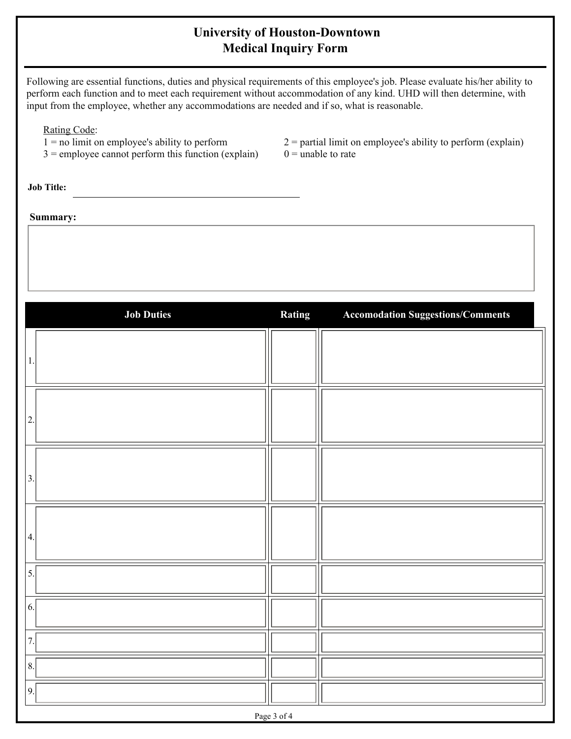# University of Houston-Downtown
## Medical Inquiry Form

Following are essential functions, duties and physical requirements of this employee's job. Please evaluate his/her ability to perform each function and to meet each requirement without accommodation of any kind. UHD will then determine, with input from the employee, whether any accommodations are needed and if so, what is reasonable.

Rating Code:

1 = no limit on employee's ability to perform

2 = partial limit on employee's ability to perform (explain)

3 = employee cannot perform this function (explain)

0 = unable to rate

**Job Title:** ______________________________

**Summary:**

| | Job Duties | Rating | Accomodation Suggestions/Comments |
|---|---|---|---|
| 1. | | | |
| 2. | | | |
| 3. | | | |
| 4. | | | |
| 5. | | | |
| 6. | | | |
| 7. | | | |
| 8. | | | |
| 9. | | | |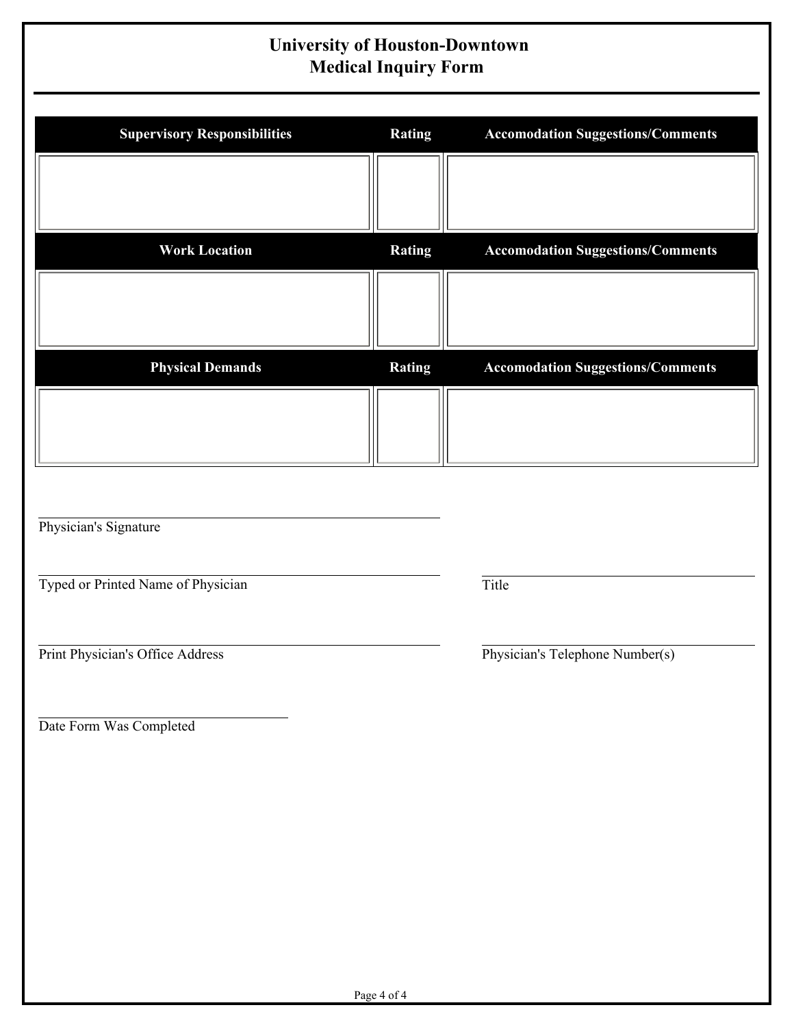# University of Houston-Downtown
## Medical Inquiry Form

| Supervisory Responsibilities | Rating | Accomodation Suggestions/Comments |
|---|---|---|
| | | |

| Work Location | Rating | Accomodation Suggestions/Comments |
|---|---|---|
| | | |

| Physical Demands | Rating | Accomodation Suggestions/Comments |
|---|---|---|
| | | |

_______________________________
Physician's Signature

_______________________________
Typed or Printed Name of Physician

_______________________________
Title

_______________________________
Print Physician's Office Address

_______________________________
Physician's Telephone Number(s)

_______________________________
Date Form Was Completed